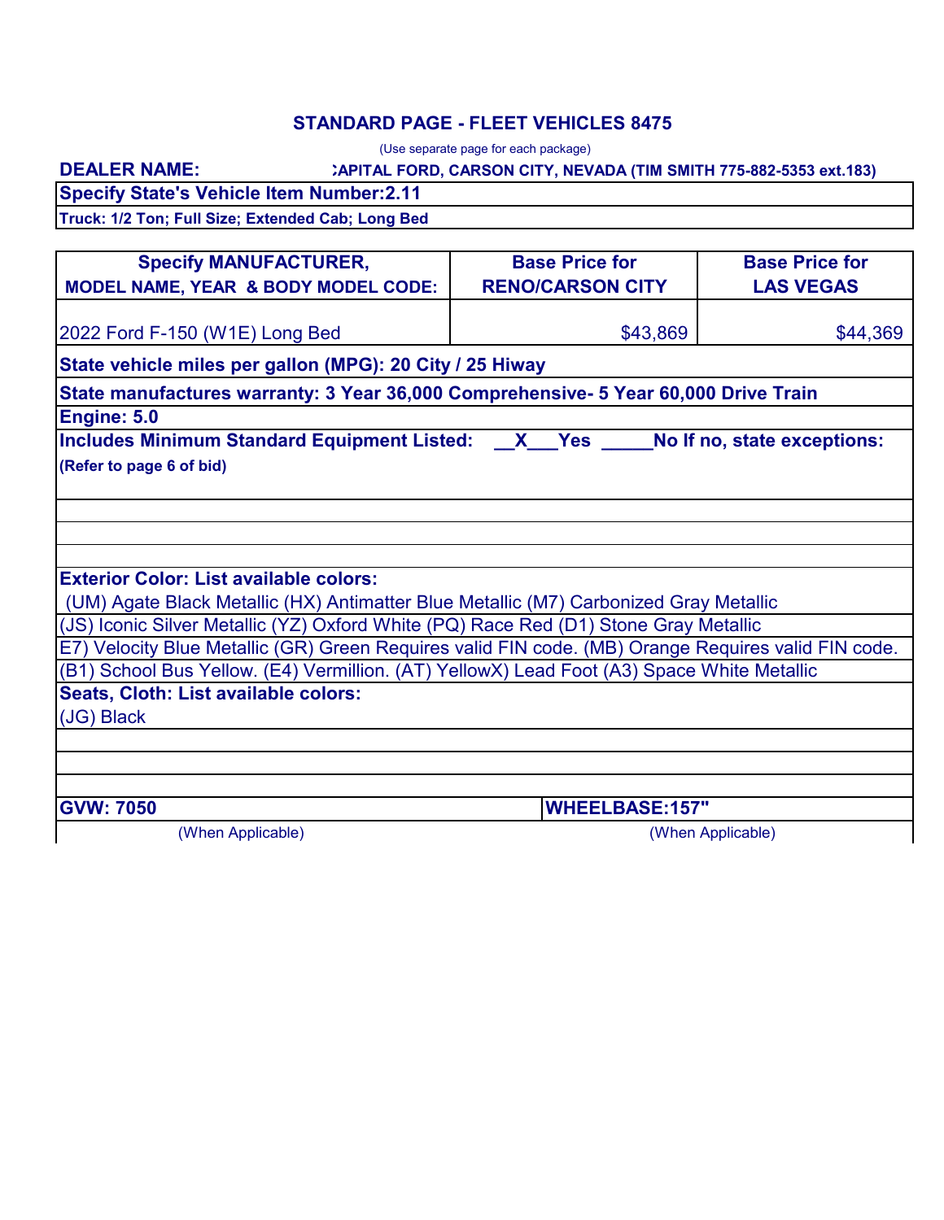## STANDARD PAGE - FLEET VEHICLES 8475

(Use separate page for each package)

**DEALER NAME:** :APITAL FORD, CARSON CITY, NEVADA (TIM SMITH 775-882-5353 ext.183)

**Specify State's Vehicle Item Number:2.11**

**Truck: 1/2 Ton; Full Size; Extended Cab; Long Bed**

| Specify MANUFACTURER, MODEL NAME, YEAR & BODY MODEL CODE: | Base Price for RENO/CARSON CITY | Base Price for LAS VEGAS |
|---|---|---|
| 2022 Ford F-150 (W1E) Long Bed | $43,869 | $44,369 |

**State vehicle miles per gallon (MPG): 20 City / 25 Hiway**

**State manufactures warranty: 3 Year 36,000 Comprehensive- 5 Year 60,000 Drive Train**

**Engine: 5.0**

**Includes Minimum Standard Equipment Listed: \_\_X\_\_\_Yes \_\_\_\_\_No If no, state exceptions:**

**(Refer to page 6 of bid)**

**Exterior Color: List available colors:**

(UM) Agate Black Metallic (HX) Antimatter Blue Metallic (M7) Carbonized Gray Metallic
(JS) Iconic Silver Metallic (YZ) Oxford White (PQ) Race Red (D1) Stone Gray Metallic
E7) Velocity Blue Metallic (GR) Green Requires valid FIN code. (MB) Orange Requires valid FIN code.
(B1) School Bus Yellow. (E4) Vermillion. (AT) YellowX) Lead Foot (A3) Space White Metallic

**Seats, Cloth: List available colors:**

(JG) Black

| **GVW: 7050** | **WHEELBASE:157"** |
|---|---|
| (When Applicable) | (When Applicable) |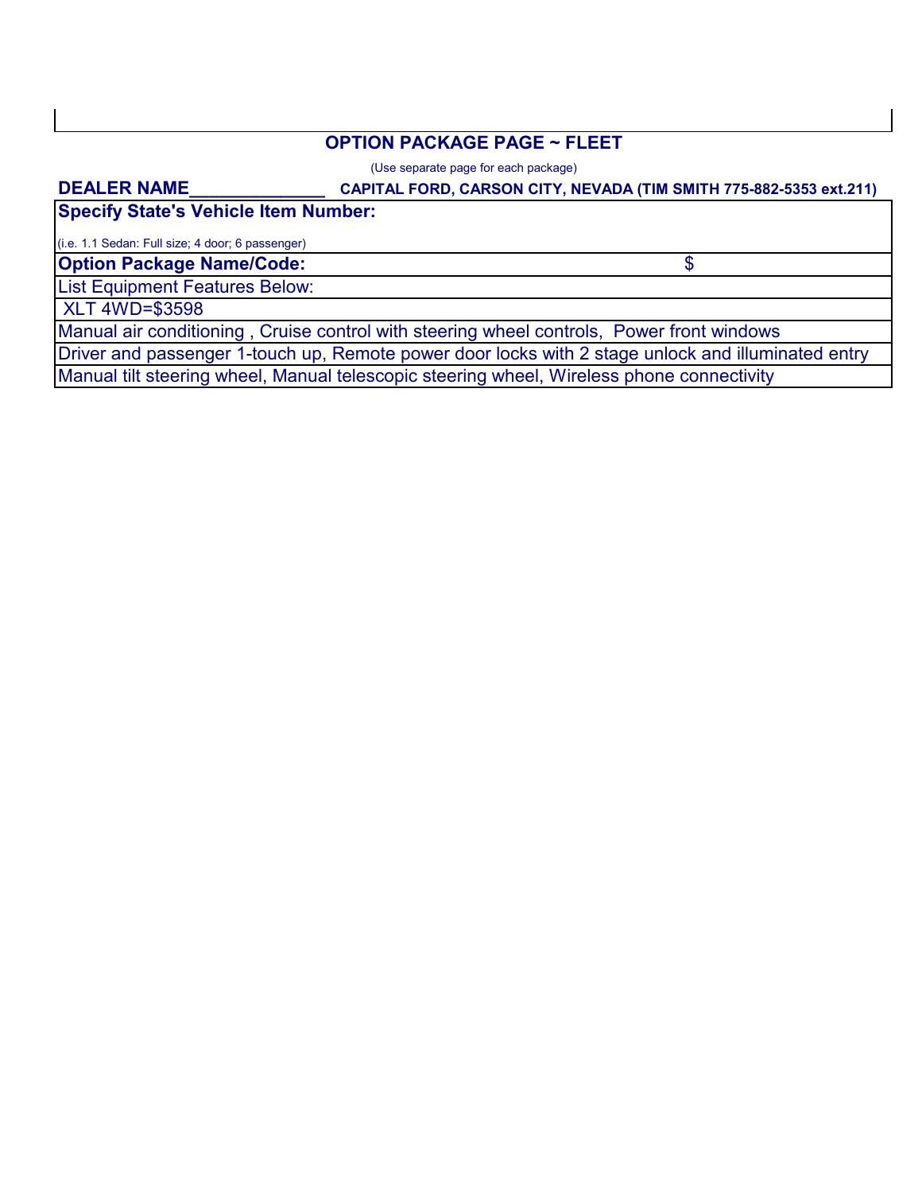## OPTION PACKAGE PAGE ~ FLEET

(Use separate page for each package)

**DEALER NAME_____________ CAPITAL FORD, CARSON CITY, NEVADA (TIM SMITH 775-882-5353 ext.211)**

| **Specify State's Vehicle Item Number:** | |
|---|---|
| (i.e. 1.1 Sedan: Full size; 4 door; 6 passenger) | |
| **Option Package Name/Code:** | $ |
| List Equipment Features Below: | |
| XLT 4WD=$3598 | |
| Manual air conditioning , Cruise control with steering wheel controls, Power front windows | |
| Driver and passenger 1-touch up, Remote power door locks with 2 stage unlock and illuminated entry | |
| Manual tilt steering wheel, Manual telescopic steering wheel, Wireless phone connectivity | |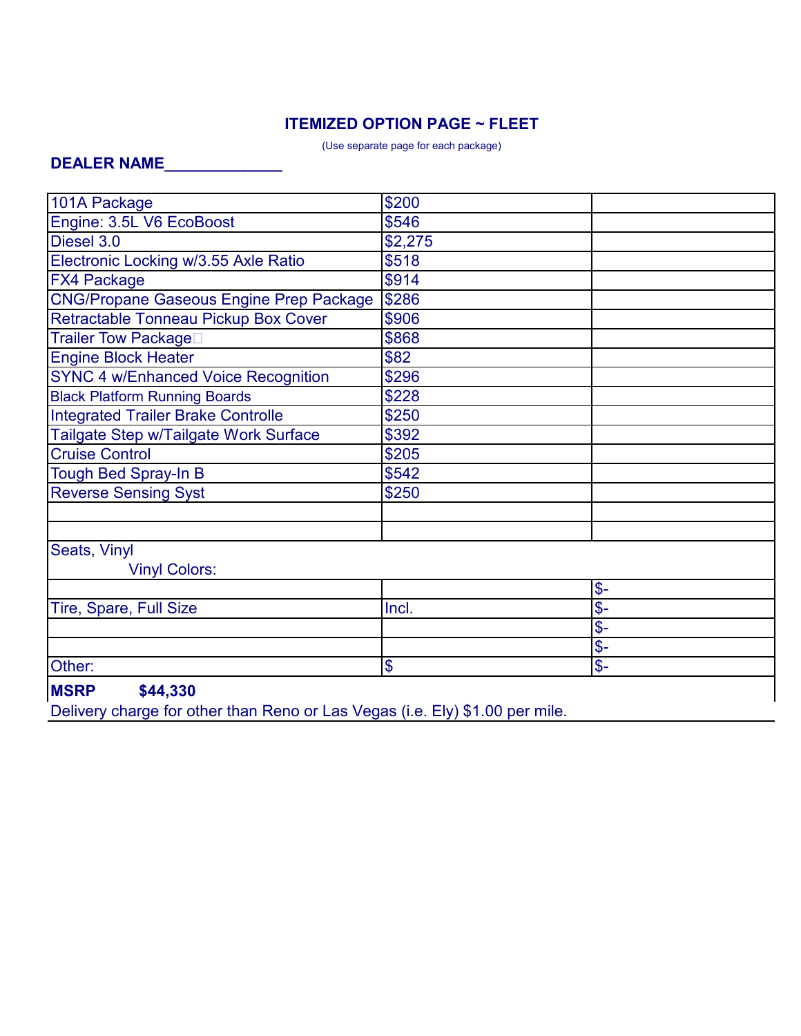## ITEMIZED OPTION PAGE ~ FLEET

(Use separate page for each package)

**DEALER NAME_____________**

| | | |
|---|---|---|
| 101A Package | $200 | |
| Engine: 3.5L V6 EcoBoost | $546 | |
| Diesel 3.0 | $2,275 | |
| Electronic Locking w/3.55 Axle Ratio | $518 | |
| FX4 Package | $914 | |
| CNG/Propane Gaseous Engine Prep Package | $286 | |
| Retractable Tonneau Pickup Box Cover | $906 | |
| Trailer Tow Package | $868 | |
| Engine Block Heater | $82 | |
| SYNC 4 w/Enhanced Voice Recognition | $296 | |
| Black Platform Running Boards | $228 | |
| Integrated Trailer Brake Controlle | $250 | |
| Tailgate Step w/Tailgate Work Surface | $392 | |
| Cruise Control | $205 | |
| Tough Bed Spray-In B | $542 | |
| Reverse Sensing Syst | $250 | |
| | | |
| | | |
| Seats, Vinyl<br>Vinyl Colors: | | |
| | | $- |
| Tire, Spare, Full Size | Incl. | $- |
| | | $- |
| | | $- |
| Other: | $ | $- |

**MSRP $44,330**

Delivery charge for other than Reno or Las Vegas (i.e. Ely) $1.00 per mile.